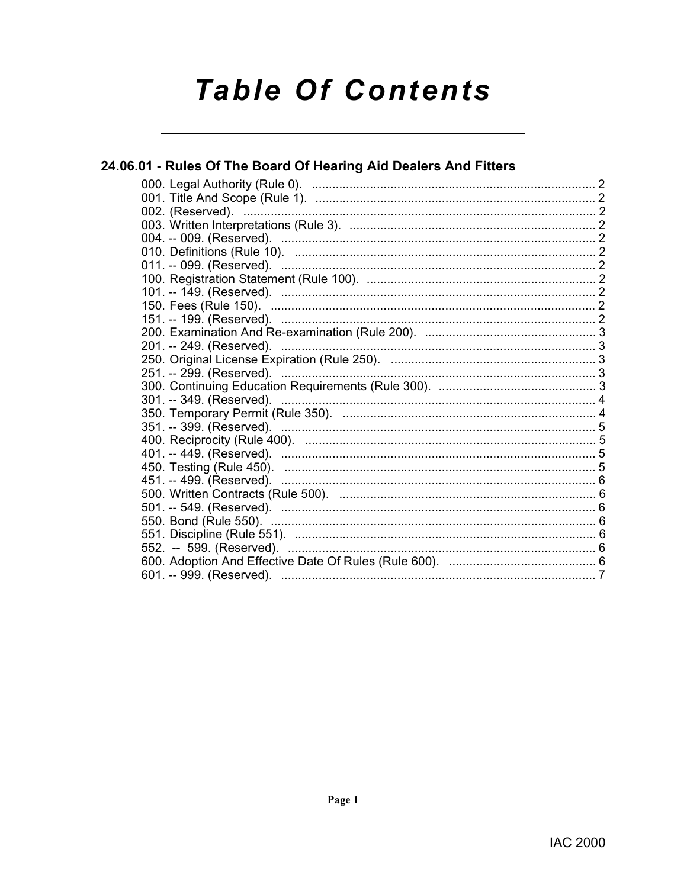# Table Of Contents

## 24.06.01 - Rules Of The Board Of Hearing Aid Dealers And Fitters

000. Legal Authority (Rule 0). ........ 2
001. Title And Scope (Rule 1). ........ 2
002. (Reserved). ........ 2
003. Written Interpretations (Rule 3). ........ 2
004. -- 009. (Reserved). ........ 2
010. Definitions (Rule 10). ........ 2
011. -- 099. (Reserved). ........ 2
100. Registration Statement (Rule 100). ........ 2
101. -- 149. (Reserved). ........ 2
150. Fees (Rule 150). ........ 2
151. -- 199. (Reserved). ........ 2
200. Examination And Re-examination (Rule 200). ........ 3
201. -- 249. (Reserved). ........ 3
250. Original License Expiration (Rule 250). ........ 3
251. -- 299. (Reserved). ........ 3
300. Continuing Education Requirements (Rule 300). ........ 3
301. -- 349. (Reserved). ........ 4
350. Temporary Permit (Rule 350). ........ 4
351. -- 399. (Reserved). ........ 5
400. Reciprocity (Rule 400). ........ 5
401. -- 449. (Reserved). ........ 5
450. Testing (Rule 450). ........ 5
451. -- 499. (Reserved). ........ 6
500. Written Contracts (Rule 500). ........ 6
501. -- 549. (Reserved). ........ 6
550. Bond (Rule 550). ........ 6
551. Discipline (Rule 551). ........ 6
552. -- 599. (Reserved). ........ 6
600. Adoption And Effective Date Of Rules (Rule 600). ........ 6
601. -- 999. (Reserved). ........ 7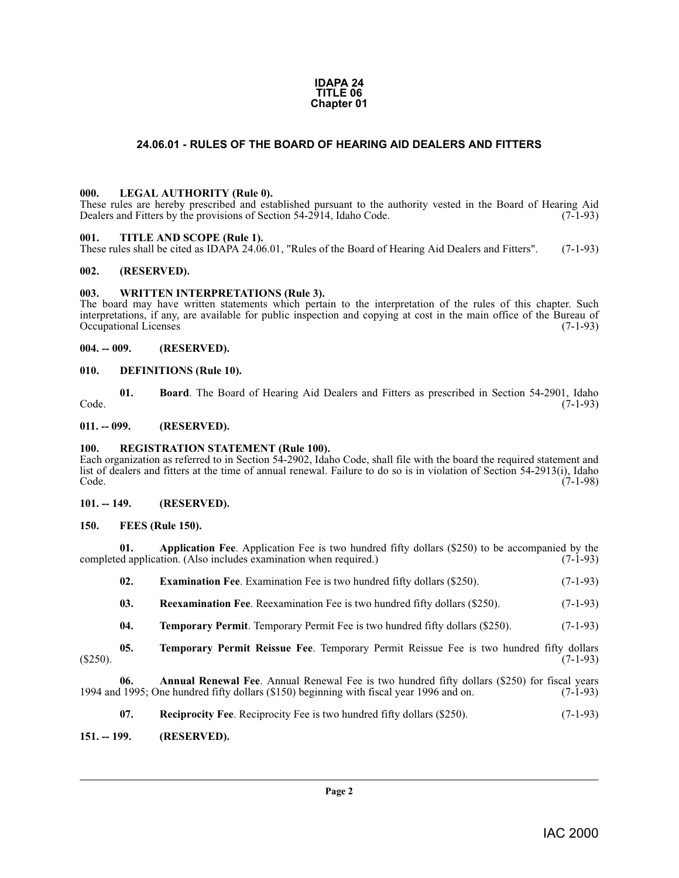# IDAPA 24
# TITLE 06
# Chapter 01

## 24.06.01 - RULES OF THE BOARD OF HEARING AID DEALERS AND FITTERS

### 000. LEGAL AUTHORITY (Rule 0).

These rules are hereby prescribed and established pursuant to the authority vested in the Board of Hearing Aid Dealers and Fitters by the provisions of Section 54-2914, Idaho Code. (7-1-93)

### 001. TITLE AND SCOPE (Rule 1).

These rules shall be cited as IDAPA 24.06.01, "Rules of the Board of Hearing Aid Dealers and Fitters". (7-1-93)

### 002. (RESERVED).

### 003. WRITTEN INTERPRETATIONS (Rule 3).

The board may have written statements which pertain to the interpretation of the rules of this chapter. Such interpretations, if any, are available for public inspection and copying at cost in the main office of the Bureau of Occupational Licenses (7-1-93)

### 004. -- 009. (RESERVED).

### 010. DEFINITIONS (Rule 10).

**01. Board**. The Board of Hearing Aid Dealers and Fitters as prescribed in Section 54-2901, Idaho Code. (7-1-93)

### 011. -- 099. (RESERVED).

### 100. REGISTRATION STATEMENT (Rule 100).

Each organization as referred to in Section 54-2902, Idaho Code, shall file with the board the required statement and list of dealers and fitters at the time of annual renewal. Failure to do so is in violation of Section 54-2913(i), Idaho Code. (7-1-98)

### 101. -- 149. (RESERVED).

### 150. FEES (Rule 150).

**01. Application Fee**. Application Fee is two hundred fifty dollars ($250) to be accompanied by the completed application. (Also includes examination when required.) (7-1-93)

**02. Examination Fee**. Examination Fee is two hundred fifty dollars ($250). (7-1-93)

**03. Reexamination Fee**. Reexamination Fee is two hundred fifty dollars ($250). (7-1-93)

**04. Temporary Permit**. Temporary Permit Fee is two hundred fifty dollars ($250). (7-1-93)

**05. Temporary Permit Reissue Fee**. Temporary Permit Reissue Fee is two hundred fifty dollars ($250). (7-1-93)

**06. Annual Renewal Fee**. Annual Renewal Fee is two hundred fifty dollars ($250) for fiscal years 1994 and 1995; One hundred fifty dollars ($150) beginning with fiscal year 1996 and on. (7-1-93)

**07. Reciprocity Fee**. Reciprocity Fee is two hundred fifty dollars ($250). (7-1-93)

### 151. -- 199. (RESERVED).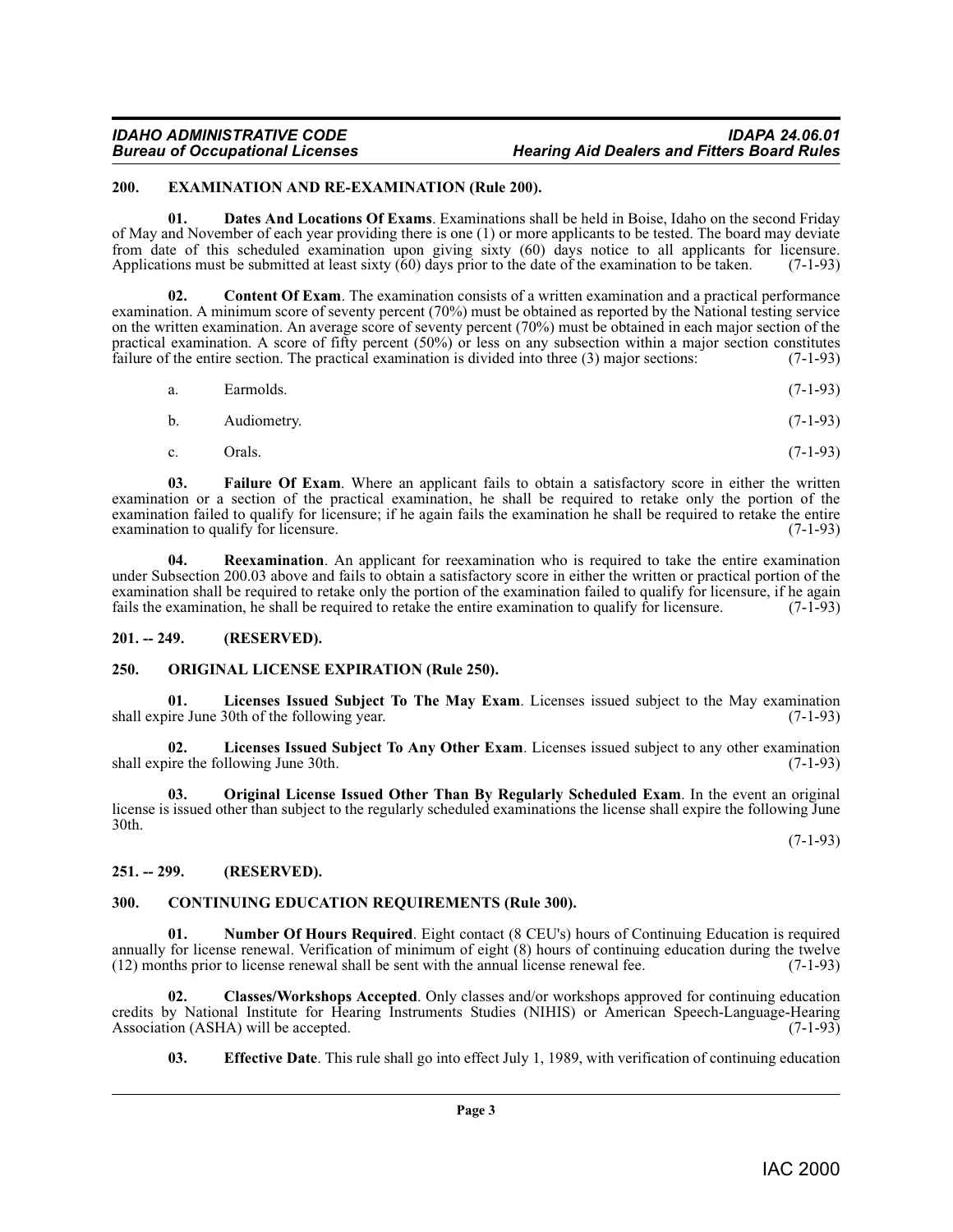**200. EXAMINATION AND RE-EXAMINATION (Rule 200).**

**01. Dates And Locations Of Exams**. Examinations shall be held in Boise, Idaho on the second Friday of May and November of each year providing there is one (1) or more applicants to be tested. The board may deviate from date of this scheduled examination upon giving sixty (60) days notice to all applicants for licensure. Applications must be submitted at least sixty (60) days prior to the date of the examination to be taken. (7-1-93)

**02. Content Of Exam**. The examination consists of a written examination and a practical performance examination. A minimum score of seventy percent (70%) must be obtained as reported by the National testing service on the written examination. An average score of seventy percent (70%) must be obtained in each major section of the practical examination. A score of fifty percent (50%) or less on any subsection within a major section constitutes failure of the entire section. The practical examination is divided into three (3) major sections: (7-1-93)

a. Earmolds. (7-1-93)

b. Audiometry. (7-1-93)

c. Orals. (7-1-93)

**03. Failure Of Exam**. Where an applicant fails to obtain a satisfactory score in either the written examination or a section of the practical examination, he shall be required to retake only the portion of the examination failed to qualify for licensure; if he again fails the examination he shall be required to retake the entire examination to qualify for licensure. (7-1-93)

**04. Reexamination**. An applicant for reexamination who is required to take the entire examination under Subsection 200.03 above and fails to obtain a satisfactory score in either the written or practical portion of the examination shall be required to retake only the portion of the examination failed to qualify for licensure, if he again fails the examination, he shall be required to retake the entire examination to qualify for licensure. (7-1-93)

**201. -- 249. (RESERVED).**

**250. ORIGINAL LICENSE EXPIRATION (Rule 250).**

**01. Licenses Issued Subject To The May Exam**. Licenses issued subject to the May examination shall expire June 30th of the following year. (7-1-93)

**02. Licenses Issued Subject To Any Other Exam**. Licenses issued subject to any other examination shall expire the following June 30th. (7-1-93)

**03. Original License Issued Other Than By Regularly Scheduled Exam**. In the event an original license is issued other than subject to the regularly scheduled examinations the license shall expire the following June 30th. (7-1-93)

**251. -- 299. (RESERVED).**

**300. CONTINUING EDUCATION REQUIREMENTS (Rule 300).**

**01. Number Of Hours Required**. Eight contact (8 CEU's) hours of Continuing Education is required annually for license renewal. Verification of minimum of eight (8) hours of continuing education during the twelve (12) months prior to license renewal shall be sent with the annual license renewal fee. (7-1-93)

**02. Classes/Workshops Accepted**. Only classes and/or workshops approved for continuing education credits by National Institute for Hearing Instruments Studies (NIHIS) or American Speech-Language-Hearing Association (ASHA) will be accepted. (7-1-93)

**03. Effective Date**. This rule shall go into effect July 1, 1989, with verification of continuing education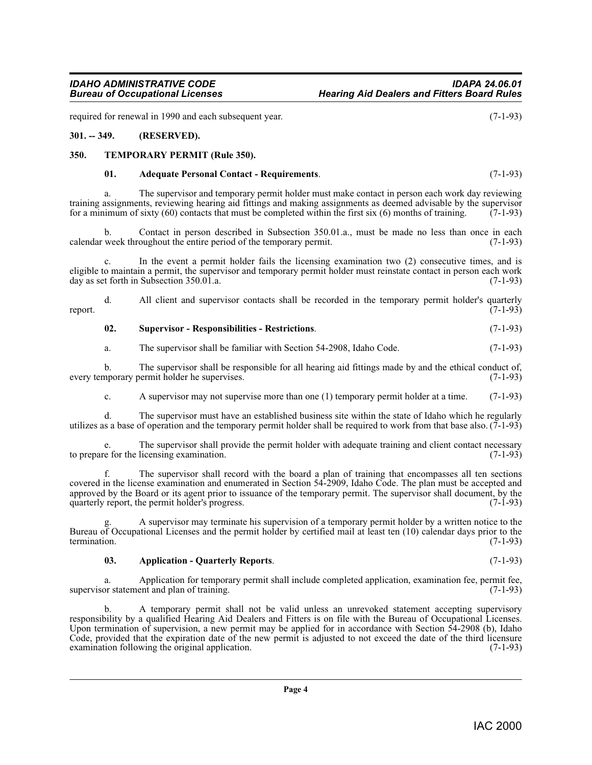required for renewal in 1990 and each subsequent year. (7-1-93)

**301. -- 349. (RESERVED).**

**350. TEMPORARY PERMIT (Rule 350).**

**01. Adequate Personal Contact - Requirements**. (7-1-93)

a. The supervisor and temporary permit holder must make contact in person each work day reviewing training assignments, reviewing hearing aid fittings and making assignments as deemed advisable by the supervisor for a minimum of sixty (60) contacts that must be completed within the first six (6) months of training. (7-1-93)

b. Contact in person described in Subsection 350.01.a., must be made no less than once in each calendar week throughout the entire period of the temporary permit. (7-1-93)

c. In the event a permit holder fails the licensing examination two (2) consecutive times, and is eligible to maintain a permit, the supervisor and temporary permit holder must reinstate contact in person each work day as set forth in Subsection 350.01.a. (7-1-93)

d. All client and supervisor contacts shall be recorded in the temporary permit holder's quarterly report. (7-1-93)

**02. Supervisor - Responsibilities - Restrictions**. (7-1-93)

a. The supervisor shall be familiar with Section 54-2908, Idaho Code. (7-1-93)

b. The supervisor shall be responsible for all hearing aid fittings made by and the ethical conduct of, every temporary permit holder he supervises. (7-1-93)

c. A supervisor may not supervise more than one (1) temporary permit holder at a time. (7-1-93)

d. The supervisor must have an established business site within the state of Idaho which he regularly utilizes as a base of operation and the temporary permit holder shall be required to work from that base also. (7-1-93)

e. The supervisor shall provide the permit holder with adequate training and client contact necessary to prepare for the licensing examination. (7-1-93)

f. The supervisor shall record with the board a plan of training that encompasses all ten sections covered in the license examination and enumerated in Section 54-2909, Idaho Code. The plan must be accepted and approved by the Board or its agent prior to issuance of the temporary permit. The supervisor shall document, by the quarterly report, the permit holder's progress. (7-1-93)

g. A supervisor may terminate his supervision of a temporary permit holder by a written notice to the Bureau of Occupational Licenses and the permit holder by certified mail at least ten (10) calendar days prior to the termination. (7-1-93)

**03. Application - Quarterly Reports**. (7-1-93)

a. Application for temporary permit shall include completed application, examination fee, permit fee, supervisor statement and plan of training. (7-1-93)

b. A temporary permit shall not be valid unless an unrevoked statement accepting supervisory responsibility by a qualified Hearing Aid Dealers and Fitters is on file with the Bureau of Occupational Licenses. Upon termination of supervision, a new permit may be applied for in accordance with Section 54-2908 (b), Idaho Code, provided that the expiration date of the new permit is adjusted to not exceed the date of the third licensure examination following the original application. (7-1-93)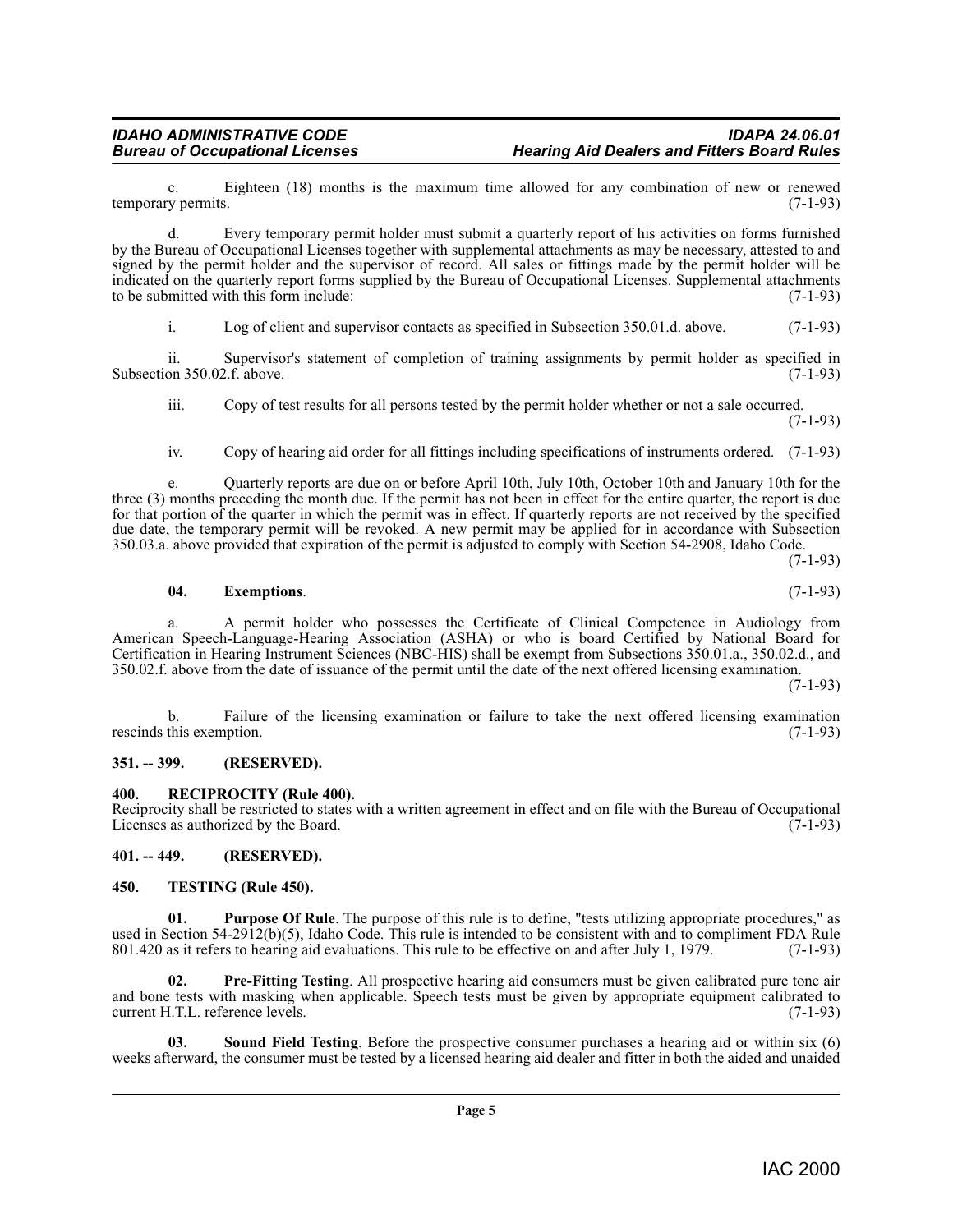c. Eighteen (18) months is the maximum time allowed for any combination of new or renewed temporary permits. (7-1-93)

d. Every temporary permit holder must submit a quarterly report of his activities on forms furnished by the Bureau of Occupational Licenses together with supplemental attachments as may be necessary, attested to and signed by the permit holder and the supervisor of record. All sales or fittings made by the permit holder will be indicated on the quarterly report forms supplied by the Bureau of Occupational Licenses. Supplemental attachments to be submitted with this form include: (7-1-93)

i. Log of client and supervisor contacts as specified in Subsection 350.01.d. above. (7-1-93)

ii. Supervisor's statement of completion of training assignments by permit holder as specified in Subsection 350.02.f. above. (7-1-93)

iii. Copy of test results for all persons tested by the permit holder whether or not a sale occurred. (7-1-93)

iv. Copy of hearing aid order for all fittings including specifications of instruments ordered. (7-1-93)

e. Quarterly reports are due on or before April 10th, July 10th, October 10th and January 10th for the three (3) months preceding the month due. If the permit has not been in effect for the entire quarter, the report is due for that portion of the quarter in which the permit was in effect. If quarterly reports are not received by the specified due date, the temporary permit will be revoked. A new permit may be applied for in accordance with Subsection 350.03.a. above provided that expiration of the permit is adjusted to comply with Section 54-2908, Idaho Code. (7-1-93)

**04. Exemptions**. (7-1-93)

a. A permit holder who possesses the Certificate of Clinical Competence in Audiology from American Speech-Language-Hearing Association (ASHA) or who is board Certified by National Board for Certification in Hearing Instrument Sciences (NBC-HIS) shall be exempt from Subsections 350.01.a., 350.02.d., and 350.02.f. above from the date of issuance of the permit until the date of the next offered licensing examination. (7-1-93)

b. Failure of the licensing examination or failure to take the next offered licensing examination rescinds this exemption. (7-1-93)

## 351. -- 399. (RESERVED).

## 400. RECIPROCITY (Rule 400).

Reciprocity shall be restricted to states with a written agreement in effect and on file with the Bureau of Occupational Licenses as authorized by the Board. (7-1-93)

## 401. -- 449. (RESERVED).

## 450. TESTING (Rule 450).

**01. Purpose Of Rule**. The purpose of this rule is to define, "tests utilizing appropriate procedures," as used in Section 54-2912(b)(5), Idaho Code. This rule is intended to be consistent with and to compliment FDA Rule 801.420 as it refers to hearing aid evaluations. This rule to be effective on and after July 1, 1979. (7-1-93)

**02. Pre-Fitting Testing**. All prospective hearing aid consumers must be given calibrated pure tone air and bone tests with masking when applicable. Speech tests must be given by appropriate equipment calibrated to current H.T.L. reference levels. (7-1-93)

**03. Sound Field Testing**. Before the prospective consumer purchases a hearing aid or within six (6) weeks afterward, the consumer must be tested by a licensed hearing aid dealer and fitter in both the aided and unaided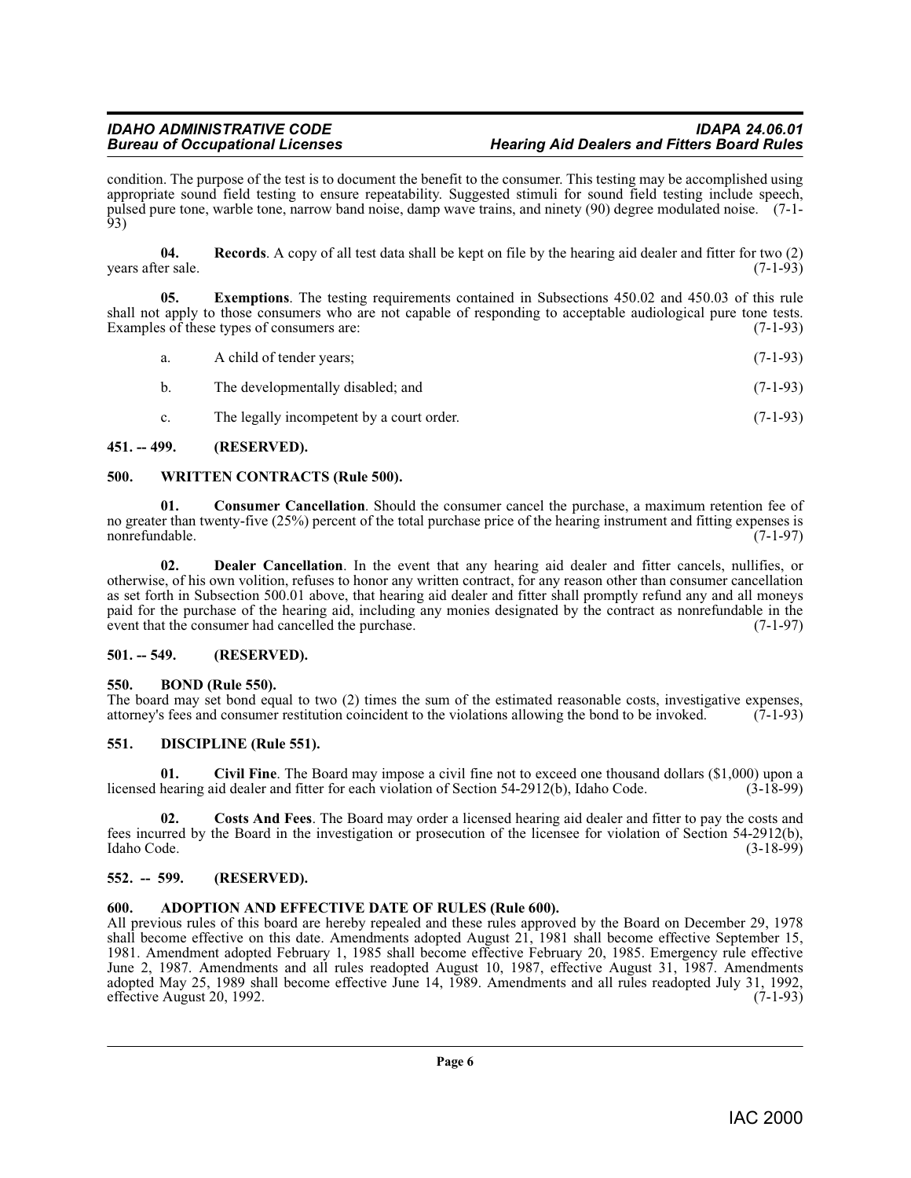condition. The purpose of the test is to document the benefit to the consumer. This testing may be accomplished using appropriate sound field testing to ensure repeatability. Suggested stimuli for sound field testing include speech, pulsed pure tone, warble tone, narrow band noise, damp wave trains, and ninety (90) degree modulated noise. (7-1-93)

**04. Records**. A copy of all test data shall be kept on file by the hearing aid dealer and fitter for two (2) years after sale. (7-1-93)

**05. Exemptions**. The testing requirements contained in Subsections 450.02 and 450.03 of this rule shall not apply to those consumers who are not capable of responding to acceptable audiological pure tone tests. Examples of these types of consumers are: (7-1-93)

a. A child of tender years; (7-1-93)

b. The developmentally disabled; and (7-1-93)

c. The legally incompetent by a court order. (7-1-93)

## 451. -- 499. (RESERVED).

## 500. WRITTEN CONTRACTS (Rule 500).

**01. Consumer Cancellation**. Should the consumer cancel the purchase, a maximum retention fee of no greater than twenty-five (25%) percent of the total purchase price of the hearing instrument and fitting expenses is nonrefundable. (7-1-97)

**02. Dealer Cancellation**. In the event that any hearing aid dealer and fitter cancels, nullifies, or otherwise, of his own volition, refuses to honor any written contract, for any reason other than consumer cancellation as set forth in Subsection 500.01 above, that hearing aid dealer and fitter shall promptly refund any and all moneys paid for the purchase of the hearing aid, including any monies designated by the contract as nonrefundable in the event that the consumer had cancelled the purchase. (7-1-97)

## 501. -- 549. (RESERVED).

## 550. BOND (Rule 550).

The board may set bond equal to two (2) times the sum of the estimated reasonable costs, investigative expenses, attorney's fees and consumer restitution coincident to the violations allowing the bond to be invoked. (7-1-93)

## 551. DISCIPLINE (Rule 551).

**01. Civil Fine**. The Board may impose a civil fine not to exceed one thousand dollars ($1,000) upon a licensed hearing aid dealer and fitter for each violation of Section 54-2912(b), Idaho Code. (3-18-99)

**02. Costs And Fees**. The Board may order a licensed hearing aid dealer and fitter to pay the costs and fees incurred by the Board in the investigation or prosecution of the licensee for violation of Section 54-2912(b), Idaho Code. (3-18-99)

## 552. -- 599. (RESERVED).

## 600. ADOPTION AND EFFECTIVE DATE OF RULES (Rule 600).

All previous rules of this board are hereby repealed and these rules approved by the Board on December 29, 1978 shall become effective on this date. Amendments adopted August 21, 1981 shall become effective September 15, 1981. Amendment adopted February 1, 1985 shall become effective February 20, 1985. Emergency rule effective June 2, 1987. Amendments and all rules readopted August 10, 1987, effective August 31, 1987. Amendments adopted May 25, 1989 shall become effective June 14, 1989. Amendments and all rules readopted July 31, 1992, effective August 20, 1992. (7-1-93)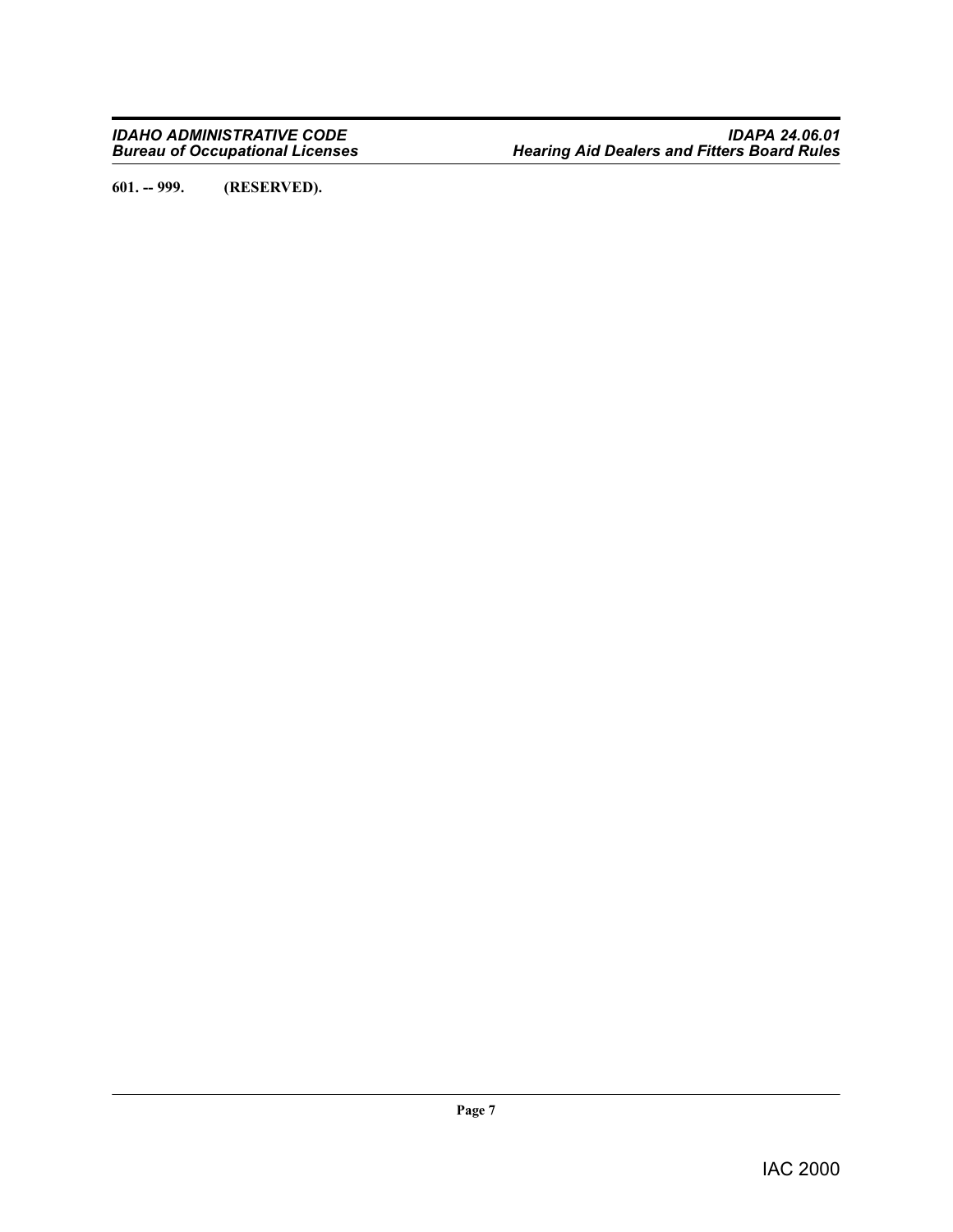**601. -- 999. (RESERVED).**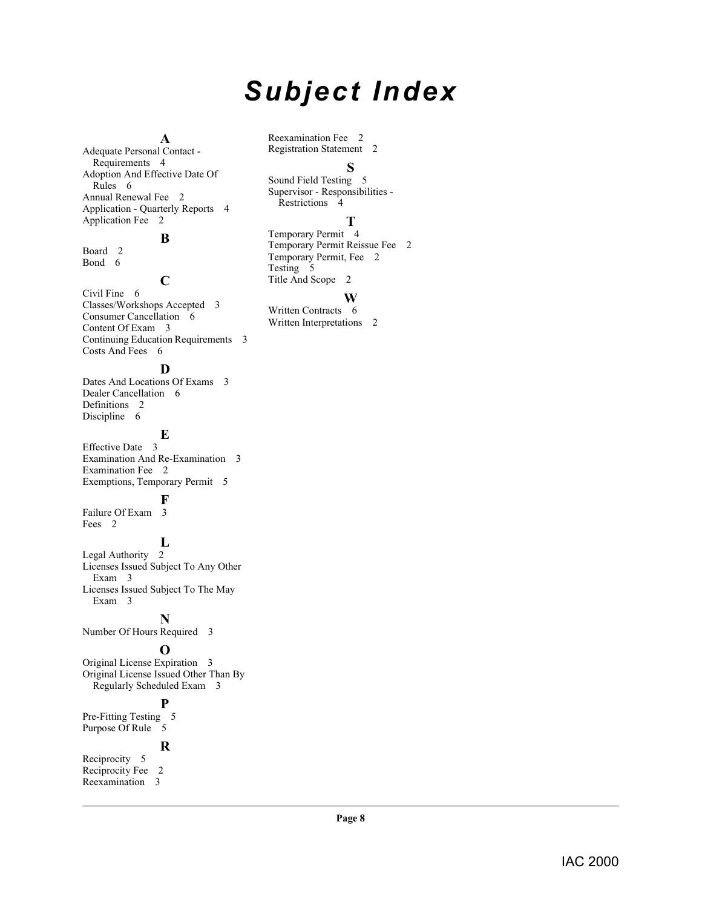# *Subject Index*

### A

Adequate Personal Contact - Requirements 4
Adoption And Effective Date Of Rules 6
Annual Renewal Fee 2
Application - Quarterly Reports 4
Application Fee 2

### B

Board 2
Bond 6

### C

Civil Fine 6
Classes/Workshops Accepted 3
Consumer Cancellation 6
Content Of Exam 3
Continuing Education Requirements 3
Costs And Fees 6

### D

Dates And Locations Of Exams 3
Dealer Cancellation 6
Definitions 2
Discipline 6

### E

Effective Date 3
Examination And Re-Examination 3
Examination Fee 2
Exemptions, Temporary Permit 5

### F

Failure Of Exam 3
Fees 2

### L

Legal Authority 2
Licenses Issued Subject To Any Other Exam 3
Licenses Issued Subject To The May Exam 3

### N

Number Of Hours Required 3

### O

Original License Expiration 3
Original License Issued Other Than By Regularly Scheduled Exam 3

### P

Pre-Fitting Testing 5
Purpose Of Rule 5

### R

Reciprocity 5
Reciprocity Fee 2
Reexamination 3
Reexamination Fee 2
Registration Statement 2

### S

Sound Field Testing 5
Supervisor - Responsibilities - Restrictions 4

### T

Temporary Permit 4
Temporary Permit Reissue Fee 2
Temporary Permit, Fee 2
Testing 5
Title And Scope 2

### W

Written Contracts 6
Written Interpretations 2